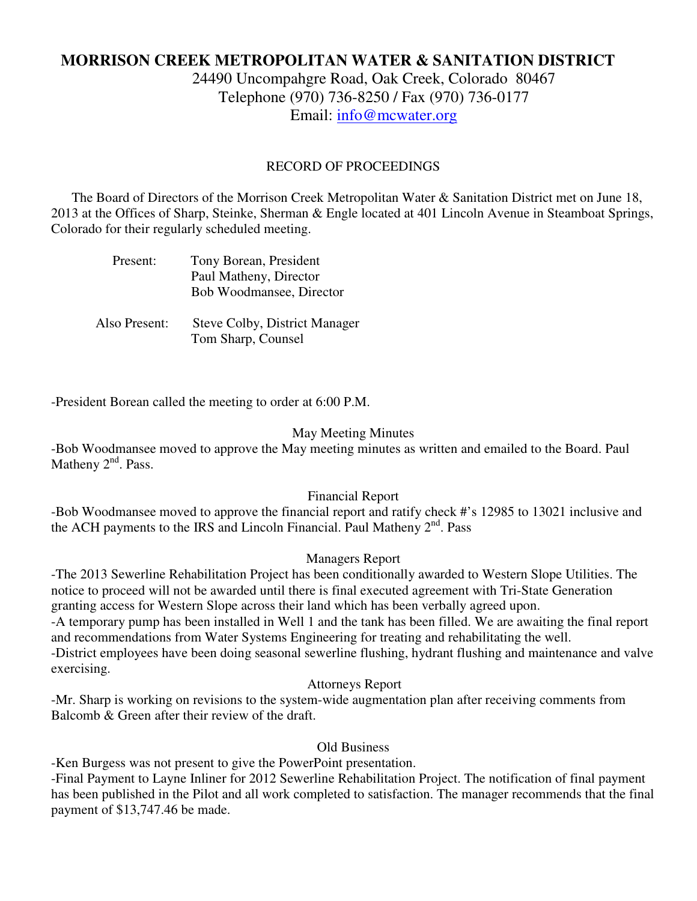# MORRISON CREEK METROPOLITAN WATER & SANITATION DISTRICT

24490 Uncompahgre Road, Oak Creek, Colorado 80467
Telephone (970) 736-8250 / Fax (970) 736-0177
Email: info@mcwater.org

## RECORD OF PROCEEDINGS

The Board of Directors of the Morrison Creek Metropolitan Water & Sanitation District met on June 18, 2013 at the Offices of Sharp, Steinke, Sherman & Engle located at 401 Lincoln Avenue in Steamboat Springs, Colorado for their regularly scheduled meeting.

Present: Tony Borean, President
Paul Matheny, Director
Bob Woodmansee, Director

Also Present: Steve Colby, District Manager
Tom Sharp, Counsel

-President Borean called the meeting to order at 6:00 P.M.

### May Meeting Minutes

-Bob Woodmansee moved to approve the May meeting minutes as written and emailed to the Board. Paul Matheny 2nd. Pass.

### Financial Report

-Bob Woodmansee moved to approve the financial report and ratify check #'s 12985 to 13021 inclusive and the ACH payments to the IRS and Lincoln Financial. Paul Matheny 2nd. Pass

### Managers Report

-The 2013 Sewerline Rehabilitation Project has been conditionally awarded to Western Slope Utilities. The notice to proceed will not be awarded until there is final executed agreement with Tri-State Generation granting access for Western Slope across their land which has been verbally agreed upon.
-A temporary pump has been installed in Well 1 and the tank has been filled. We are awaiting the final report and recommendations from Water Systems Engineering for treating and rehabilitating the well.
-District employees have been doing seasonal sewerline flushing, hydrant flushing and maintenance and valve exercising.

### Attorneys Report

-Mr. Sharp is working on revisions to the system-wide augmentation plan after receiving comments from Balcomb & Green after their review of the draft.

### Old Business

-Ken Burgess was not present to give the PowerPoint presentation.
-Final Payment to Layne Inliner for 2012 Sewerline Rehabilitation Project. The notification of final payment has been published in the Pilot and all work completed to satisfaction. The manager recommends that the final payment of $13,747.46 be made.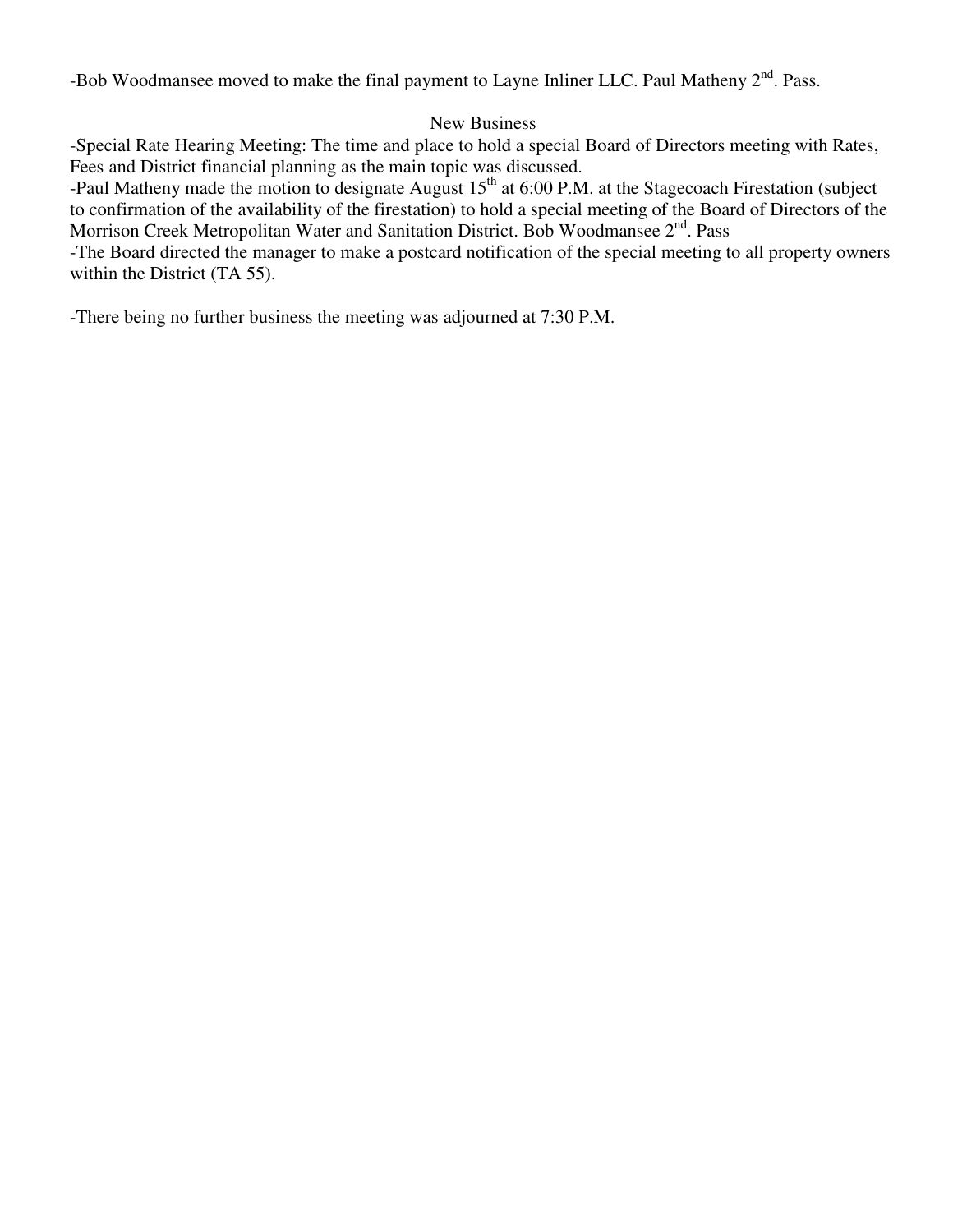-Bob Woodmansee moved to make the final payment to Layne Inliner LLC. Paul Matheny 2nd. Pass.

## New Business

-Special Rate Hearing Meeting: The time and place to hold a special Board of Directors meeting with Rates, Fees and District financial planning as the main topic was discussed.

-Paul Matheny made the motion to designate August 15th at 6:00 P.M. at the Stagecoach Firestation (subject to confirmation of the availability of the firestation) to hold a special meeting of the Board of Directors of the Morrison Creek Metropolitan Water and Sanitation District. Bob Woodmansee 2nd. Pass

-The Board directed the manager to make a postcard notification of the special meeting to all property owners within the District (TA 55).

-There being no further business the meeting was adjourned at 7:30 P.M.